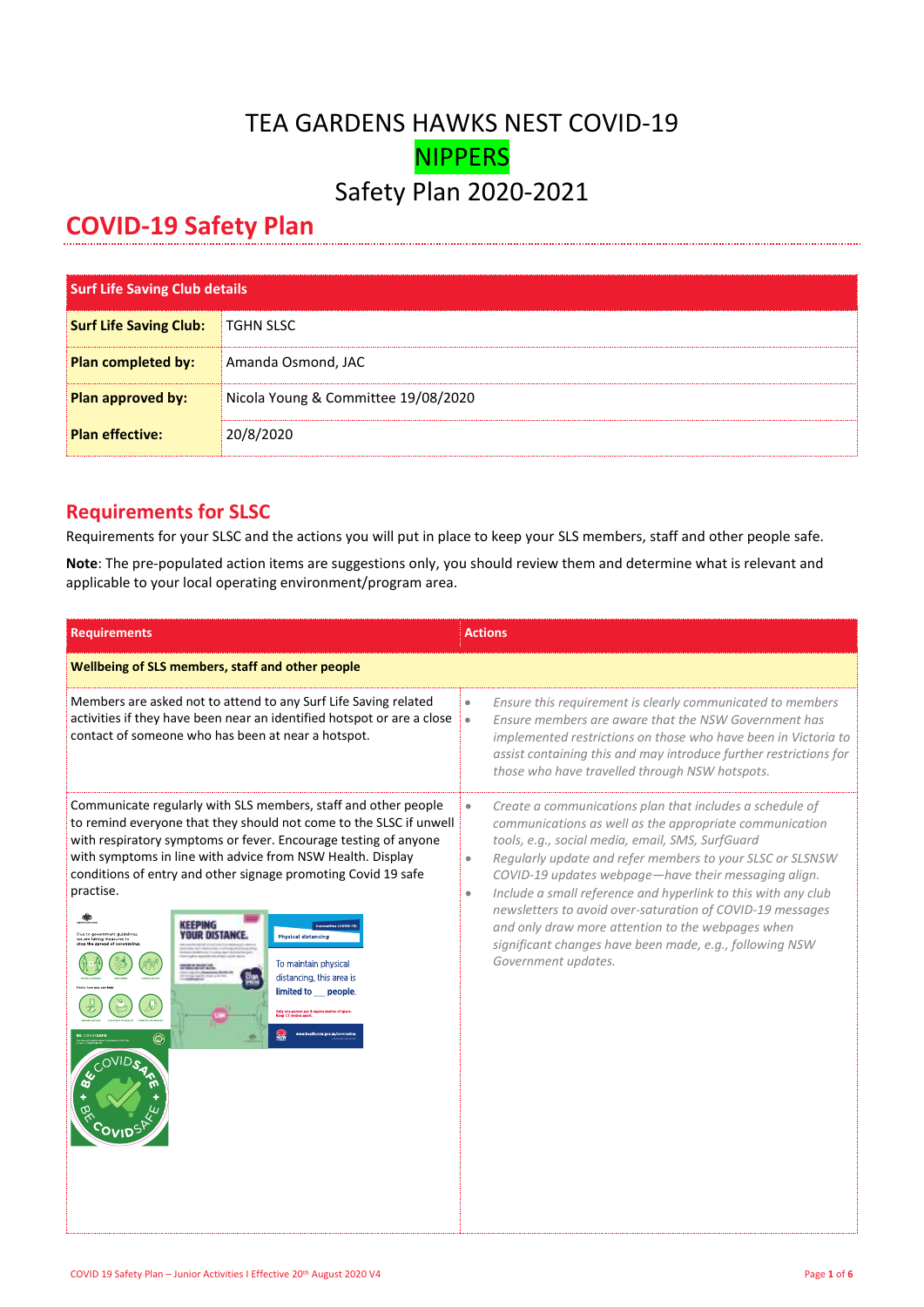# TEA GARDENS HAWKS NEST COVID-19 NIPPERS Safety Plan 2020-2021

## COVID-19 Safety Plan

| Surf Life Saving Club details | |
|---|---|
| **Surf Life Saving Club:** | TGHN SLSC |
| **Plan completed by:** | Amanda Osmond, JAC |
| **Plan approved by:** | Nicola Young & Committee 19/08/2020 |
| **Plan effective:** | 20/8/2020 |

## Requirements for SLSC

Requirements for your SLSC and the actions you will put in place to keep your SLS members, staff and other people safe.

**Note**: The pre-populated action items are suggestions only, you should review them and determine what is relevant and applicable to your local operating environment/program area.

| Requirements | Actions |
|---|---|
| **Wellbeing of SLS members, staff and other people** | |
| Members are asked not to attend to any Surf Life Saving related activities if they have been near an identified hotspot or are a close contact of someone who has been at near a hotspot. | • *Ensure this requirement is clearly communicated to members*<br>• *Ensure members are aware that the NSW Government has implemented restrictions on those who have been in Victoria to assist containing this and may introduce further restrictions for those who have travelled through NSW hotspots.* |
| Communicate regularly with SLS members, staff and other people to remind everyone that they should not come to the SLSC if unwell with respiratory symptoms or fever. Encourage testing of anyone with symptoms in line with advice from NSW Health. Display conditions of entry and other signage promoting Covid 19 safe practise. | • *Create a communications plan that includes a schedule of communications as well as the appropriate communication tools, e.g., social media, email, SMS, SurfGuard*<br>• *Regularly update and refer members to your SLSC or SLSNSW COVID-19 updates webpage—have their messaging align.*<br>• *Include a small reference and hyperlink to this with any club newsletters to avoid over-saturation of COVID-19 messages and only draw more attention to the webpages when significant changes have been made, e.g., following NSW Government updates.* |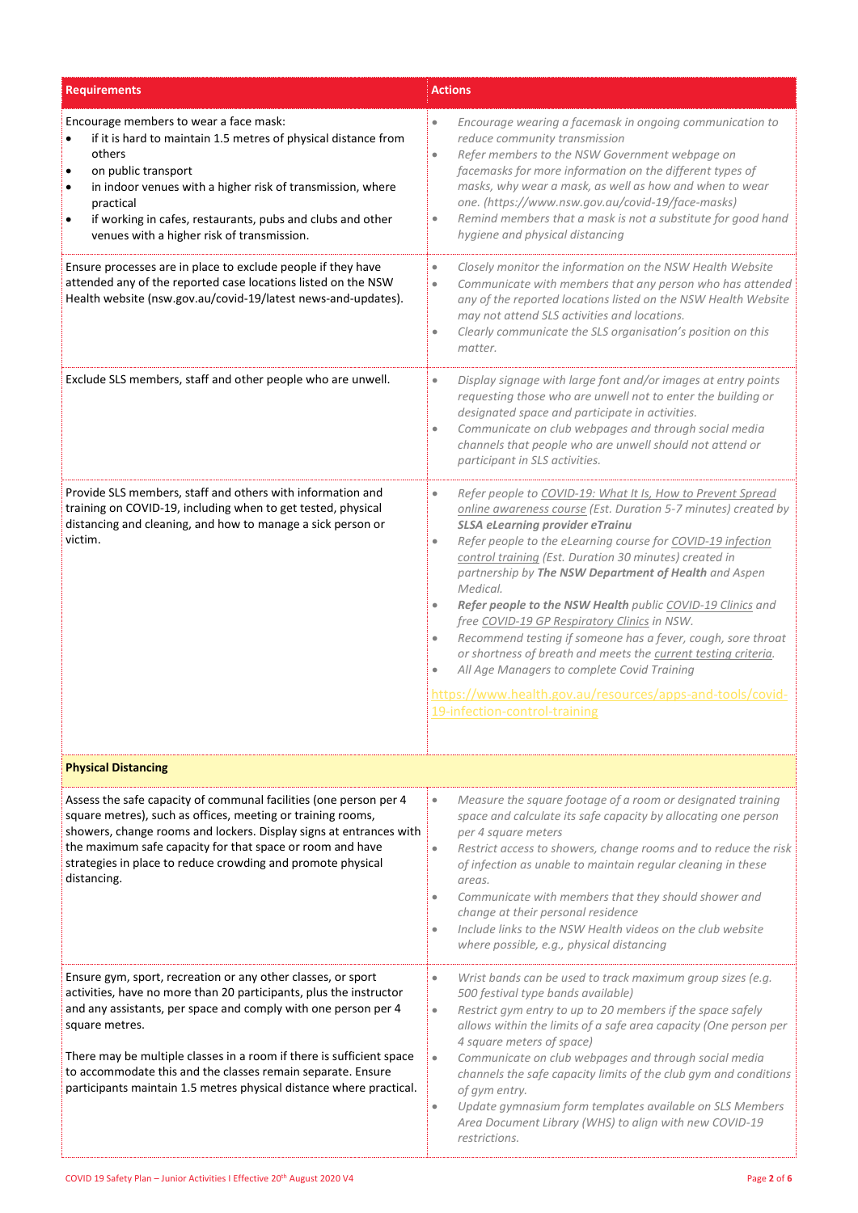| Requirements | Actions |
|---|---|
| Encourage members to wear a face mask:<br>• if it is hard to maintain 1.5 metres of physical distance from others<br>• on public transport<br>• in indoor venues with a higher risk of transmission, where practical<br>• if working in cafes, restaurants, pubs and clubs and other venues with a higher risk of transmission. | • *Encourage wearing a facemask in ongoing communication to reduce community transmission*<br>• *Refer members to the NSW Government webpage on facemasks for more information on the different types of masks, why wear a mask, as well as how and when to wear one. (https://www.nsw.gov.au/covid-19/face-masks)*<br>• *Remind members that a mask is not a substitute for good hand hygiene and physical distancing* |
| Ensure processes are in place to exclude people if they have attended any of the reported case locations listed on the NSW Health website (nsw.gov.au/covid-19/latest news-and-updates). | • *Closely monitor the information on the NSW Health Website*<br>• *Communicate with members that any person who has attended any of the reported locations listed on the NSW Health Website may not attend SLS activities and locations.*<br>• *Clearly communicate the SLS organisation's position on this matter.* |
| Exclude SLS members, staff and other people who are unwell. | • *Display signage with large font and/or images at entry points requesting those who are unwell not to enter the building or designated space and participate in activities.*<br>• *Communicate on club webpages and through social media channels that people who are unwell should not attend or participant in SLS activities.* |
| Provide SLS members, staff and others with information and training on COVID-19, including when to get tested, physical distancing and cleaning, and how to manage a sick person or victim. | • *Refer people to COVID-19: What It Is, How to Prevent Spread online awareness course (Est. Duration 5-7 minutes) created by **SLSA eLearning provider eTrainu***<br>• *Refer people to the eLearning course for COVID-19 infection control training (Est. Duration 30 minutes) created in partnership by **The NSW Department of Health** and Aspen Medical.*<br>• ***Refer people to the NSW Health** public COVID-19 Clinics and free COVID-19 GP Respiratory Clinics in NSW.*<br>• *Recommend testing if someone has a fever, cough, sore throat or shortness of breath and meets the current testing criteria.*<br>• *All Age Managers to complete Covid Training*<br>https://www.health.gov.au/resources/apps-and-tools/covid-19-infection-control-training |
| **Physical Distancing** | |
| Assess the safe capacity of communal facilities (one person per 4 square metres), such as offices, meeting or training rooms, showers, change rooms and lockers. Display signs at entrances with the maximum safe capacity for that space or room and have strategies in place to reduce crowding and promote physical distancing. | • *Measure the square footage of a room or designated training space and calculate its safe capacity by allocating one person per 4 square meters*<br>• *Restrict access to showers, change rooms and to reduce the risk of infection as unable to maintain regular cleaning in these areas.*<br>• *Communicate with members that they should shower and change at their personal residence*<br>• *Include links to the NSW Health videos on the club website where possible, e.g., physical distancing* |
| Ensure gym, sport, recreation or any other classes, or sport activities, have no more than 20 participants, plus the instructor and any assistants, per space and comply with one person per 4 square metres.<br><br>There may be multiple classes in a room if there is sufficient space to accommodate this and the classes remain separate. Ensure participants maintain 1.5 metres physical distance where practical. | • *Wrist bands can be used to track maximum group sizes (e.g. 500 festival type bands available)*<br>• *Restrict gym entry to up to 20 members if the space safely allows within the limits of a safe area capacity (One person per 4 square meters of space)*<br>• *Communicate on club webpages and through social media channels the safe capacity limits of the club gym and conditions of gym entry.*<br>• *Update gymnasium form templates available on SLS Members Area Document Library (WHS) to align with new COVID-19 restrictions.* |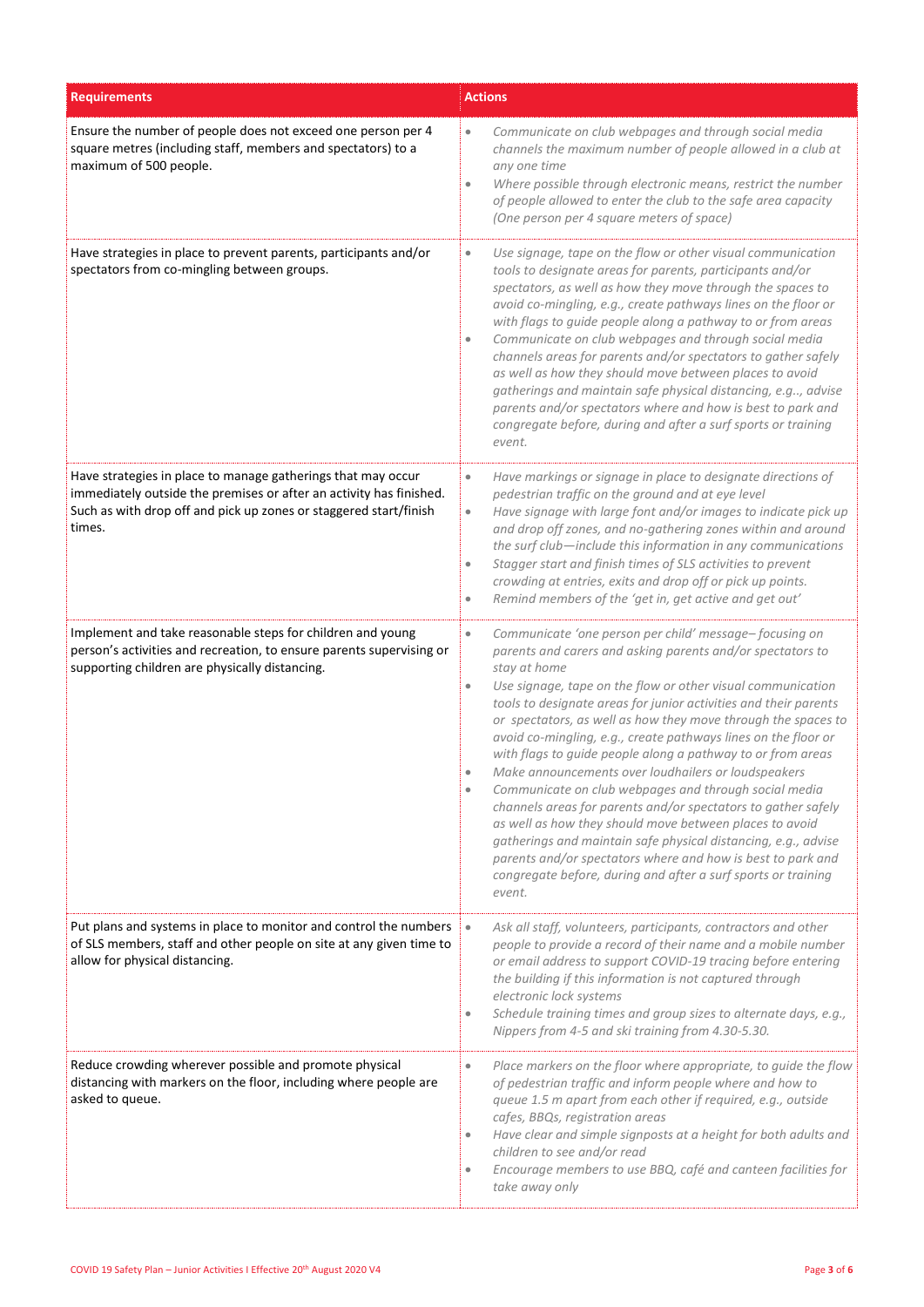| Requirements | Actions |
| --- | --- |
| Ensure the number of people does not exceed one person per 4 square metres (including staff, members and spectators) to a maximum of 500 people. | • *Communicate on club webpages and through social media channels the maximum number of people allowed in a club at any one time*<br>• *Where possible through electronic means, restrict the number of people allowed to enter the club to the safe area capacity (One person per 4 square meters of space)* |
| Have strategies in place to prevent parents, participants and/or spectators from co-mingling between groups. | • *Use signage, tape on the flow or other visual communication tools to designate areas for parents, participants and/or spectators, as well as how they move through the spaces to avoid co-mingling, e.g., create pathways lines on the floor or with flags to guide people along a pathway to or from areas*<br>• *Communicate on club webpages and through social media channels areas for parents and/or spectators to gather safely as well as how they should move between places to avoid gatherings and maintain safe physical distancing, e.g.., advise parents and/or spectators where and how is best to park and congregate before, during and after a surf sports or training event.* |
| Have strategies in place to manage gatherings that may occur immediately outside the premises or after an activity has finished. Such as with drop off and pick up zones or staggered start/finish times. | • *Have markings or signage in place to designate directions of pedestrian traffic on the ground and at eye level*<br>• *Have signage with large font and/or images to indicate pick up and drop off zones, and no-gathering zones within and around the surf club—include this information in any communications*<br>• *Stagger start and finish times of SLS activities to prevent crowding at entries, exits and drop off or pick up points.*<br>• *Remind members of the 'get in, get active and get out'* |
| Implement and take reasonable steps for children and young person's activities and recreation, to ensure parents supervising or supporting children are physically distancing. | • *Communicate 'one person per child' message– focusing on parents and carers and asking parents and/or spectators to stay at home*<br>• *Use signage, tape on the flow or other visual communication tools to designate areas for junior activities and their parents or spectators, as well as how they move through the spaces to avoid co-mingling, e.g., create pathways lines on the floor or with flags to guide people along a pathway to or from areas*<br>• *Make announcements over loudhailers or loudspeakers*<br>• *Communicate on club webpages and through social media channels areas for parents and/or spectators to gather safely as well as how they should move between places to avoid gatherings and maintain safe physical distancing, e.g., advise parents and/or spectators where and how is best to park and congregate before, during and after a surf sports or training event.* |
| Put plans and systems in place to monitor and control the numbers of SLS members, staff and other people on site at any given time to allow for physical distancing. | • *Ask all staff, volunteers, participants, contractors and other people to provide a record of their name and a mobile number or email address to support COVID-19 tracing before entering the building if this information is not captured through electronic lock systems*<br>• *Schedule training times and group sizes to alternate days, e.g., Nippers from 4-5 and ski training from 4.30-5.30.* |
| Reduce crowding wherever possible and promote physical distancing with markers on the floor, including where people are asked to queue. | • *Place markers on the floor where appropriate, to guide the flow of pedestrian traffic and inform people where and how to queue 1.5 m apart from each other if required, e.g., outside cafes, BBQs, registration areas*<br>• *Have clear and simple signposts at a height for both adults and children to see and/or read*<br>• *Encourage members to use BBQ, café and canteen facilities for take away only* |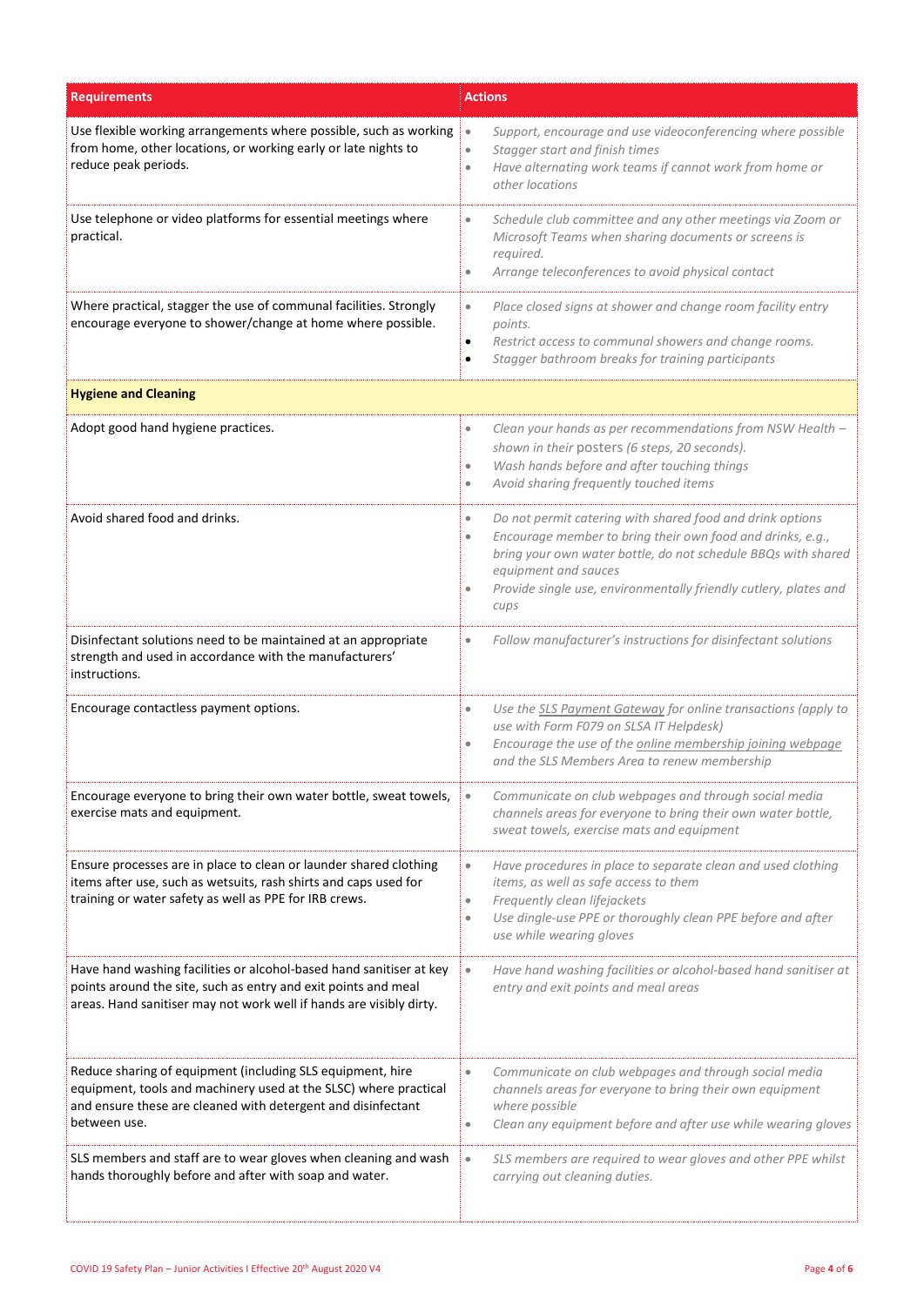| Requirements | Actions |
|---|---|
| Use flexible working arrangements where possible, such as working from home, other locations, or working early or late nights to reduce peak periods. | • *Support, encourage and use videoconferencing where possible*<br>• *Stagger start and finish times*<br>• *Have alternating work teams if cannot work from home or other locations* |
| Use telephone or video platforms for essential meetings where practical. | • *Schedule club committee and any other meetings via Zoom or Microsoft Teams when sharing documents or screens is required.*<br>• *Arrange teleconferences to avoid physical contact* |
| Where practical, stagger the use of communal facilities. Strongly encourage everyone to shower/change at home where possible. | • *Place closed signs at shower and change room facility entry points.*<br>• *Restrict access to communal showers and change rooms.*<br>• *Stagger bathroom breaks for training participants* |
| **Hygiene and Cleaning** | |
| Adopt good hand hygiene practices. | • *Clean your hands as per recommendations from NSW Health – shown in their posters (6 steps, 20 seconds).*<br>• *Wash hands before and after touching things*<br>• *Avoid sharing frequently touched items* |
| Avoid shared food and drinks. | • *Do not permit catering with shared food and drink options*<br>• *Encourage member to bring their own food and drinks, e.g., bring your own water bottle, do not schedule BBQs with shared equipment and sauces*<br>• *Provide single use, environmentally friendly cutlery, plates and cups* |
| Disinfectant solutions need to be maintained at an appropriate strength and used in accordance with the manufacturers' instructions. | • *Follow manufacturer's instructions for disinfectant solutions* |
| Encourage contactless payment options. | • *Use the SLS Payment Gateway for online transactions (apply to use with Form F079 on SLSA IT Helpdesk)*<br>• *Encourage the use of the online membership joining webpage and the SLS Members Area to renew membership* |
| Encourage everyone to bring their own water bottle, sweat towels, exercise mats and equipment. | • *Communicate on club webpages and through social media channels areas for everyone to bring their own water bottle, sweat towels, exercise mats and equipment* |
| Ensure processes are in place to clean or launder shared clothing items after use, such as wetsuits, rash shirts and caps used for training or water safety as well as PPE for IRB crews. | • *Have procedures in place to separate clean and used clothing items, as well as safe access to them*<br>• *Frequently clean lifejackets*<br>• *Use dingle-use PPE or thoroughly clean PPE before and after use while wearing gloves* |
| Have hand washing facilities or alcohol-based hand sanitiser at key points around the site, such as entry and exit points and meal areas. Hand sanitiser may not work well if hands are visibly dirty. | • *Have hand washing facilities or alcohol-based hand sanitiser at entry and exit points and meal areas* |
| Reduce sharing of equipment (including SLS equipment, hire equipment, tools and machinery used at the SLSC) where practical and ensure these are cleaned with detergent and disinfectant between use. | • *Communicate on club webpages and through social media channels areas for everyone to bring their own equipment where possible*<br>• *Clean any equipment before and after use while wearing gloves* |
| SLS members and staff are to wear gloves when cleaning and wash hands thoroughly before and after with soap and water. | • *SLS members are required to wear gloves and other PPE whilst carrying out cleaning duties.* |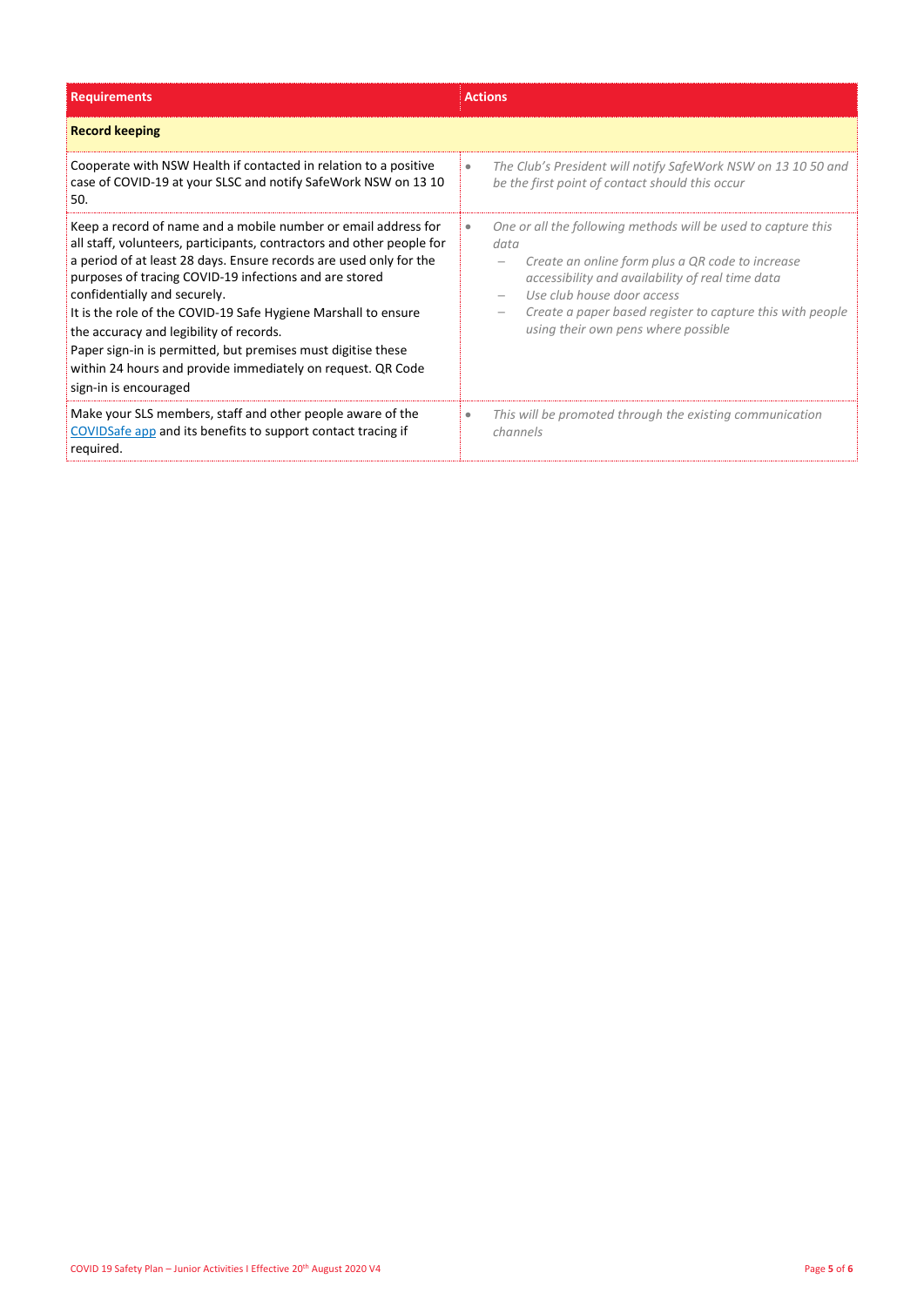| Requirements | Actions |
|---|---|
| **Record keeping** | |
| Cooperate with NSW Health if contacted in relation to a positive case of COVID-19 at your SLSC and notify SafeWork NSW on 13 10 50. | • *The Club's President will notify SafeWork NSW on 13 10 50 and be the first point of contact should this occur* |
| Keep a record of name and a mobile number or email address for all staff, volunteers, participants, contractors and other people for a period of at least 28 days. Ensure records are used only for the purposes of tracing COVID-19 infections and are stored confidentially and securely.<br>It is the role of the COVID-19 Safe Hygiene Marshall to ensure the accuracy and legibility of records.<br>Paper sign-in is permitted, but premises must digitise these within 24 hours and provide immediately on request. QR Code sign-in is encouraged | • *One or all the following methods will be used to capture this data*<br>– *Create an online form plus a QR code to increase accessibility and availability of real time data*<br>– *Use club house door access*<br>– *Create a paper based register to capture this with people using their own pens where possible* |
| Make your SLS members, staff and other people aware of the [COVIDSafe app]() and its benefits to support contact tracing if required. | • *This will be promoted through the existing communication channels* |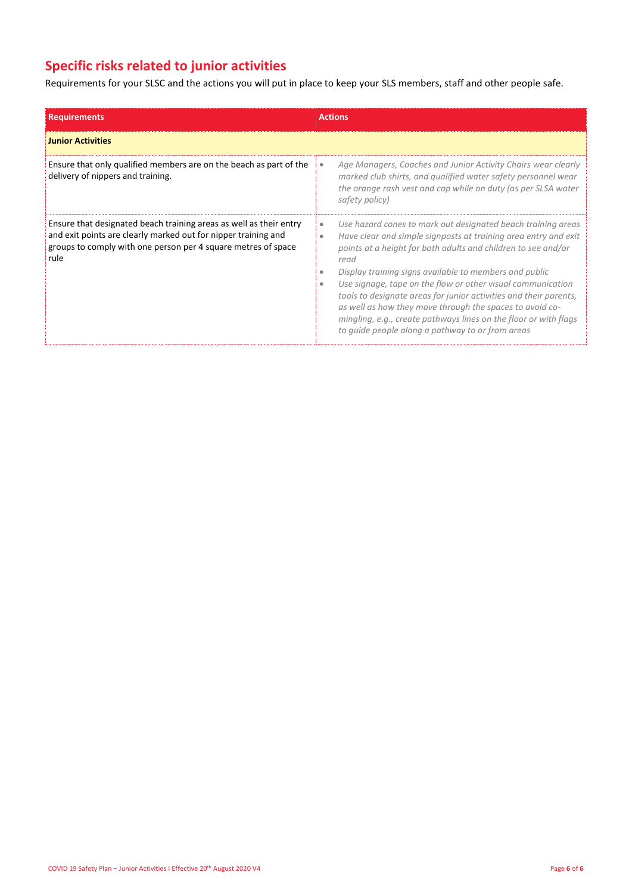## Specific risks related to junior activities

Requirements for your SLSC and the actions you will put in place to keep your SLS members, staff and other people safe.

| Requirements | Actions |
|---|---|
| **Junior Activities** | |
| Ensure that only qualified members are on the beach as part of the delivery of nippers and training. | • *Age Managers, Coaches and Junior Activity Chairs wear clearly marked club shirts, and qualified water safety personnel wear the orange rash vest and cap while on duty (as per SLSA water safety policy)* |
| Ensure that designated beach training areas as well as their entry and exit points are clearly marked out for nipper training and groups to comply with one person per 4 square metres of space rule | • *Use hazard cones to mark out designated beach training areas*<br>• *Have clear and simple signposts at training area entry and exit points at a height for both adults and children to see and/or read*<br>• *Display training signs available to members and public*<br>• *Use signage, tape on the flow or other visual communication tools to designate areas for junior activities and their parents, as well as how they move through the spaces to avoid co-mingling, e.g., create pathways lines on the floor or with flags to guide people along a pathway to or from areas* |